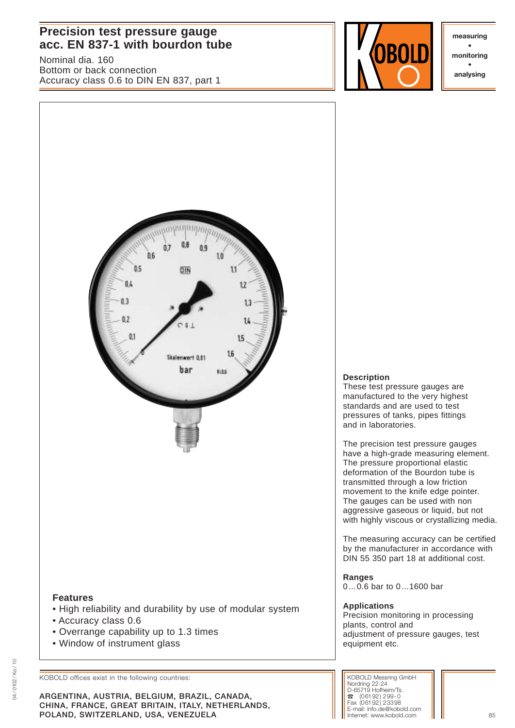# Precision test pressure gauge acc. EN 837-1 with bourdon tube

Nominal dia. 160
Bottom or back connection
Accuracy class 0.6 to DIN EN 837, part 1

measuring • monitoring • analysing

## Features

- High reliability and durability by use of modular system
- Accuracy class 0.6
- Overrange capability up to 1.3 times
- Window of instrument glass

## Description

These test pressure gauges are manufactured to the very highest standards and are used to test pressures of tanks, pipes fittings and in laboratories.

The precision test pressure gauges have a high-grade measuring element. The pressure proportional elastic deformation of the Bourdon tube is transmitted through a low friction movement to the knife edge pointer. The gauges can be used with non aggressive gaseous or liquid, but not with highly viscous or crystallizing media.

The measuring accuracy can be certified by the manufacturer in accordance with DIN 55 350 part 18 at additional cost.

## Ranges

0...0.6 bar to 0...1600 bar

## Applications

Precision monitoring in processing plants, control and adjustment of pressure gauges, test equipment etc.

KOBOLD offices exist in the following countries:

ARGENTINA, AUSTRIA, BELGIUM, BRAZIL, CANADA, CHINA, FRANCE, GREAT BRITAIN, ITALY, NETHERLANDS, POLAND, SWITZERLAND, USA, VENEZUELA

KOBOLD Messring GmbH
Nordring 22-24
D-65719 Hofheim/Ts.
☎ (061 92) 299-0
Fax (061 92) 23398
E-mail: info.de@kobold.com
Internet: www.kobold.com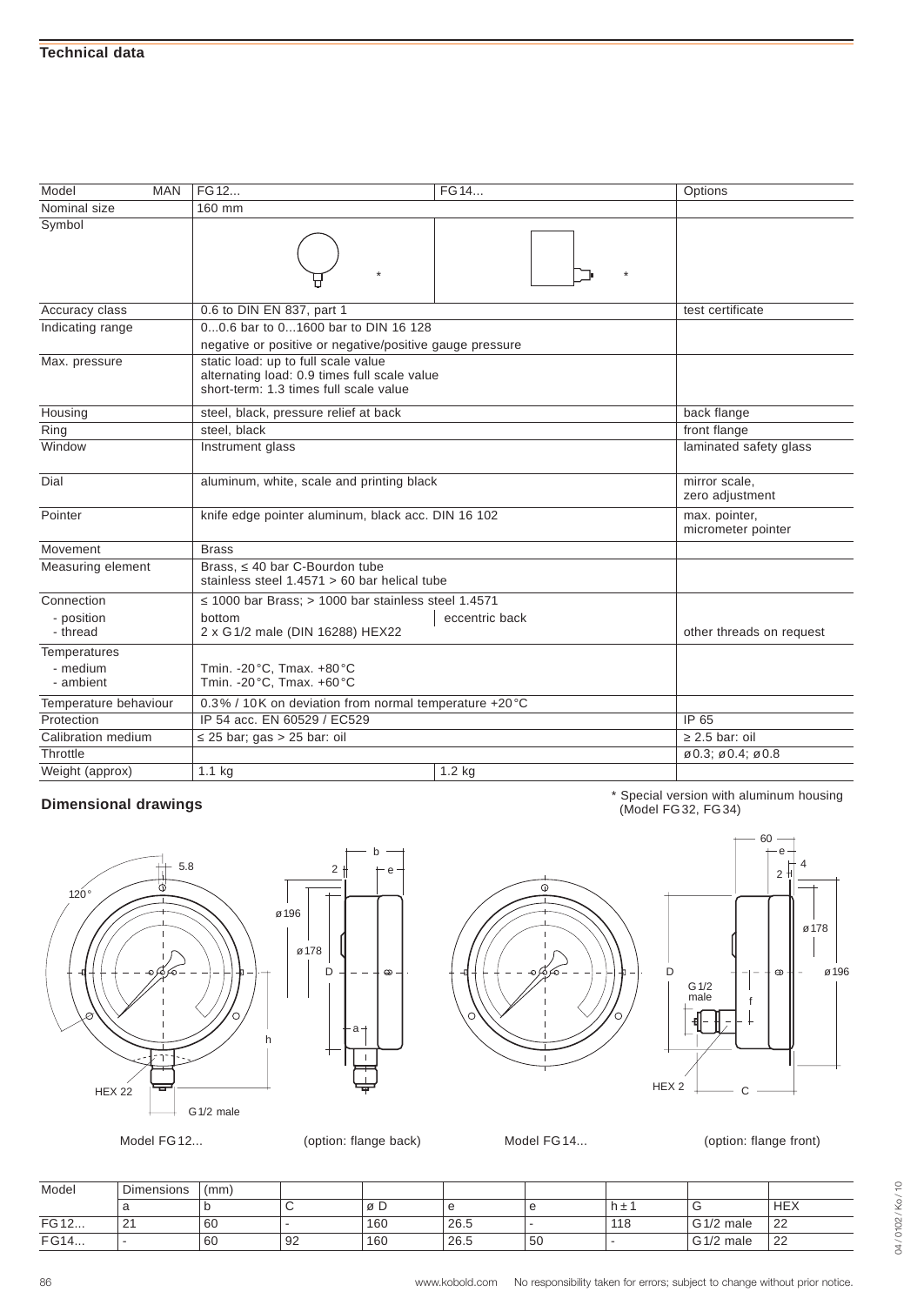## Technical data

| Model MAN | FG12... | FG14... | Options |
|---|---|---|---|
| Nominal size | 160 mm | | |
| Symbol | * | * | |
| Accuracy class | 0.6 to DIN EN 837, part 1 | | test certificate |
| Indicating range | 0...0.6 bar to 0...1600 bar to DIN 16 128<br>negative or positive or negative/positive gauge pressure | | |
| Max. pressure | static load: up to full scale value<br>alternating load: 0.9 times full scale value<br>short-term: 1.3 times full scale value | | |
| Housing | steel, black, pressure relief at back | | back flange |
| Ring | steel, black | | front flange |
| Window | Instrument glass | | laminated safety glass |
| Dial | aluminum, white, scale and printing black | | mirror scale,<br>zero adjustment |
| Pointer | knife edge pointer aluminum, black acc. DIN 16 102 | | max. pointer,<br>micrometer pointer |
| Movement | Brass | | |
| Measuring element | Brass, ≤ 40 bar C-Bourdon tube<br>stainless steel 1.4571 > 60 bar helical tube | | |
| Connection | ≤ 1000 bar Brass; > 1000 bar stainless steel 1.4571 | | |
| - position | bottom | eccentric back | |
| - thread | 2 x G1/2 male (DIN 16288) HEX22 | | other threads on request |
| Temperatures | | | |
| - medium | Tmin. -20°C, Tmax. +80°C | | |
| - ambient | Tmin. -20°C, Tmax. +60°C | | |
| Temperature behaviour | 0.3% / 10K on deviation from normal temperature +20°C | | |
| Protection | IP 54 acc. EN 60529 / EC529 | | IP 65 |
| Calibration medium | ≤ 25 bar; gas > 25 bar: oil | | ≥ 2.5 bar: oil |
| Throttle | | | ø0.3; ø0.4; ø0.8 |
| Weight (approx) | 1.1 kg | 1.2 kg | |

\* Special version with aluminum housing (Model FG32, FG34)

## Dimensional drawings

Model FG12... (option: flange back) Model FG14... (option: flange front)

| Model | Dimensions (mm) | | | | | | | | |
|---|---|---|---|---|---|---|---|---|---|
| | a | b | c | ø D | e | e | h ± 1 | G | HEX |
| FG12... | 21 | 60 | - | 160 | 26.5 | - | 118 | G1/2 male | 22 |
| FG14... | - | 60 | 92 | 160 | 26.5 | 50 | - | G1/2 male | 22 |

www.kobold.com No responsibility taken for errors; subject to change without prior notice.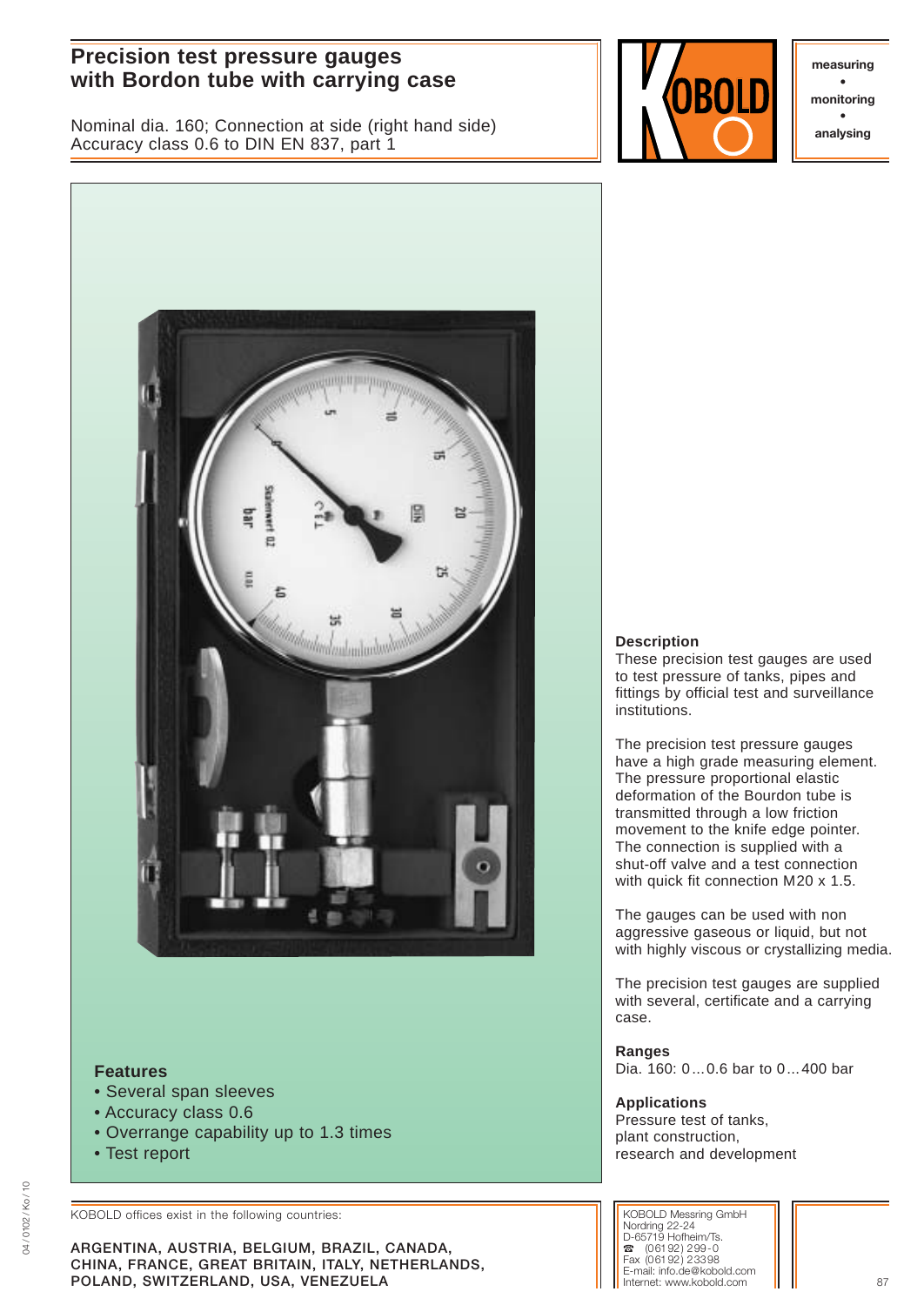# Precision test pressure gauges with Bordon tube with carrying case

Nominal dia. 160; Connection at side (right hand side)
Accuracy class 0.6 to DIN EN 837, part 1

KOBOLD

measuring
•
monitoring
•
analysing

## Features

- Several span sleeves
- Accuracy class 0.6
- Overrange capability up to 1.3 times
- Test report

## Description

These precision test gauges are used to test pressure of tanks, pipes and fittings by official test and surveillance institutions.

The precision test pressure gauges have a high grade measuring element. The pressure proportional elastic deformation of the Bourdon tube is transmitted through a low friction movement to the knife edge pointer. The connection is supplied with a shut-off valve and a test connection with quick fit connection M20 x 1.5.

The gauges can be used with non aggressive gaseous or liquid, but not with highly viscous or crystallizing media.

The precision test gauges are supplied with several, certificate and a carrying case.

## Ranges

Dia. 160: 0...0.6 bar to 0...400 bar

## Applications

Pressure test of tanks,
plant construction,
research and development

KOBOLD offices exist in the following countries:

ARGENTINA, AUSTRIA, BELGIUM, BRAZIL, CANADA, CHINA, FRANCE, GREAT BRITAIN, ITALY, NETHERLANDS, POLAND, SWITZERLAND, USA, VENEZUELA

KOBOLD Messring GmbH
Nordring 22-24
D-65719 Hofheim/Ts.
☎ (061 92) 299-0
Fax (061 92) 23398
E-mail: info.de@kobold.com
Internet: www.kobold.com

04/0102/Ko/10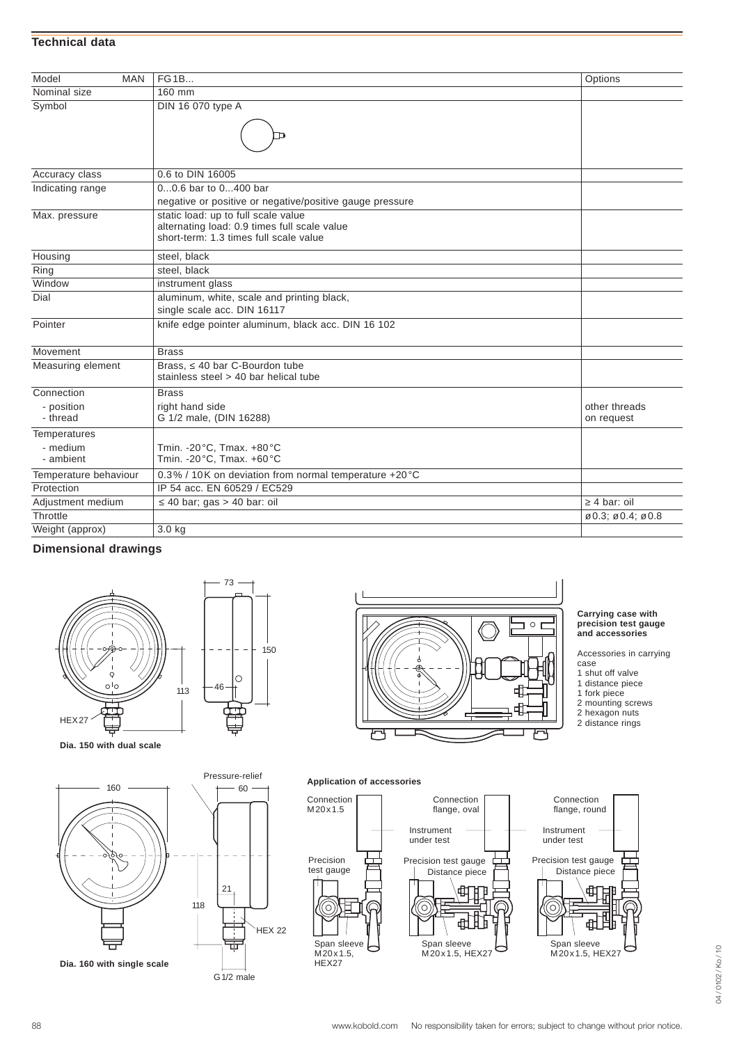## Technical data

| Model MAN | FG1B... | Options |
|---|---|---|
| Nominal size | 160 mm | |
| Symbol | DIN 16 070 type A | |
| Accuracy class | 0.6 to DIN 16005 | |
| Indicating range | 0...0.6 bar to 0...400 bar<br>negative or positive or negative/positive gauge pressure | |
| Max. pressure | static load: up to full scale value<br>alternating load: 0.9 times full scale value<br>short-term: 1.3 times full scale value | |
| Housing | steel, black | |
| Ring | steel, black | |
| Window | instrument glass | |
| Dial | aluminum, white, scale and printing black,<br>single scale acc. DIN 16117 | |
| Pointer | knife edge pointer aluminum, black acc. DIN 16 102 | |
| Movement | Brass | |
| Measuring element | Brass, ≤ 40 bar C-Bourdon tube<br>stainless steel > 40 bar helical tube | |
| Connection<br>- position<br>- thread | Brass<br>right hand side<br>G 1/2 male, (DIN 16288) | other threads on request |
| Temperatures<br>- medium<br>- ambient | <br>Tmin. -20°C, Tmax. +80°C<br>Tmin. -20°C, Tmax. +60°C | |
| Temperature behaviour | 0.3% / 10K on deviation from normal temperature +20°C | |
| Protection | IP 54 acc. EN 60529 / EC529 | |
| Adjustment medium | ≤ 40 bar; gas > 40 bar: oil | ≥ 4 bar: oil |
| Throttle | | ø0.3; ø0.4; ø0.8 |
| Weight (approx) | 3.0 kg | |

## Dimensional drawings

Dia. 150 with dual scale

**Carrying case with precision test gauge and accessories**

Accessories in carrying case
1 shut off valve
1 distance piece
1 fork piece
2 mounting screws
2 hexagon nuts
2 distance rings

Dia. 160 with single scale

**Application of accessories**

Connection M20x1.5 — Precision test gauge — Span sleeve M20x1.5, HEX27

Connection flange, oval — Instrument under test — Precision test gauge — Distance piece — Span sleeve M20x1.5, HEX27

Connection flange, round — Instrument under test — Precision test gauge — Distance piece — Span sleeve M20x1.5, HEX27

No responsibility taken for errors; subject to change without prior notice.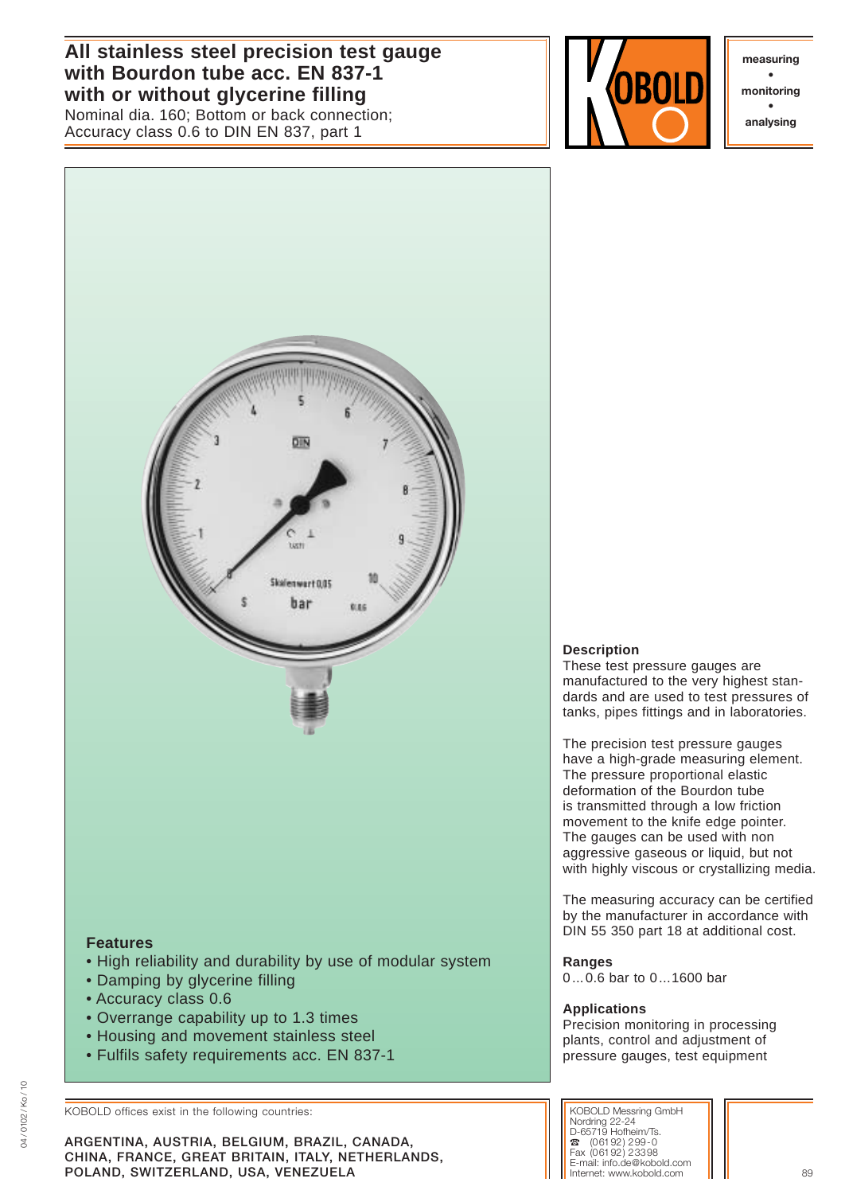# All stainless steel precision test gauge with Bourdon tube acc. EN 837-1 with or without glycerine filling

Nominal dia. 160; Bottom or back connection;
Accuracy class 0.6 to DIN EN 837, part 1

measuring • monitoring • analysing

## Description

These test pressure gauges are manufactured to the very highest standards and are used to test pressures of tanks, pipes fittings and in laboratories.

The precision test pressure gauges have a high-grade measuring element. The pressure proportional elastic deformation of the Bourdon tube is transmitted through a low friction movement to the knife edge pointer. The gauges can be used with non aggressive gaseous or liquid, but not with highly viscous or crystallizing media.

The measuring accuracy can be certified by the manufacturer in accordance with DIN 55 350 part 18 at additional cost.

## Ranges

0 ... 0.6 bar to 0 ... 1600 bar

## Applications

Precision monitoring in processing plants, control and adjustment of pressure gauges, test equipment

## Features

- High reliability and durability by use of modular system
- Damping by glycerine filling
- Accuracy class 0.6
- Overrange capability up to 1.3 times
- Housing and movement stainless steel
- Fulfils safety requirements acc. EN 837-1

KOBOLD offices exist in the following countries:

ARGENTINA, AUSTRIA, BELGIUM, BRAZIL, CANADA, CHINA, FRANCE, GREAT BRITAIN, ITALY, NETHERLANDS, POLAND, SWITZERLAND, USA, VENEZUELA

KOBOLD Messring GmbH
Nordring 22-24
D-65719 Hofheim/Ts.
☎ (061 92) 299-0
Fax (061 92) 23398
E-mail: info.de@kobold.com
Internet: www.kobold.com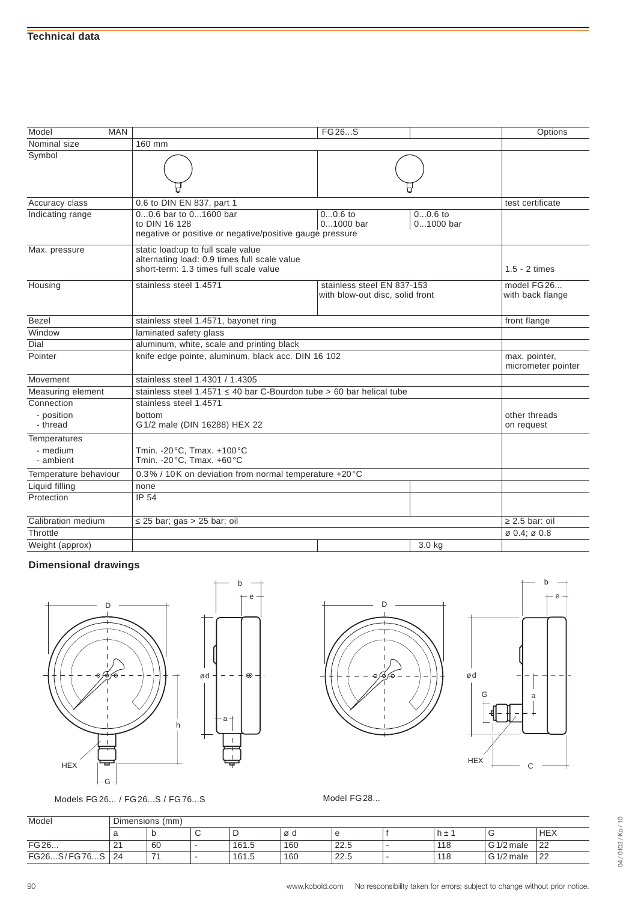## Technical data

| Model | MAN | | FG26...S | | Options |
|---|---|---|---|---|---|
| Nominal size | | 160 mm | | | |
| Symbol | | | | | |
| Accuracy class | | 0.6 to DIN EN 837, part 1 | | | test certificate |
| Indicating range | | 0...0.6 bar to 0...1600 bar to DIN 16 128 negative or positive or negative/positive gauge pressure | 0...0.6 to 0...1000 bar | 0...0.6 to 0...1000 bar | |
| Max. pressure | | static load:up to full scale value alternating load: 0.9 times full scale value short-term: 1.3 times full scale value | | | 1.5 - 2 times |
| Housing | | stainless steel 1.4571 | stainless steel EN 837-153 with blow-out disc, solid front | | model FG26... with back flange |
| Bezel | | stainless steel 1.4571, bayonet ring | | | front flange |
| Window | | laminated safety glass | | | |
| Dial | | aluminum, white, scale and printing black | | | |
| Pointer | | knife edge pointe, aluminum, black acc. DIN 16 102 | | | max. pointer, micrometer pointer |
| Movement | | stainless steel 1.4301 / 1.4305 | | | |
| Measuring element | | stainless steel 1.4571 ≤ 40 bar C-Bourdon tube > 60 bar helical tube | | | |
| Connection | | stainless steel 1.4571 | | | |
| - position | | bottom | | | other threads |
| - thread | | G1/2 male (DIN 16288) HEX 22 | | | on request |
| Temperatures | | | | | |
| - medium | | Tmin. -20 °C, Tmax. +100 °C | | | |
| - ambient | | Tmin. -20 °C, Tmax. +60 °C | | | |
| Temperature behaviour | | 0.3 % / 10K on deviation from normal temperature +20 °C | | | |
| Liquid filling | | none | | | |
| Protection | | IP 54 | | | |
| Calibration medium | | ≤ 25 bar; gas > 25 bar: oil | | | ≥ 2.5 bar: oil |
| Throttle | | | | | ø 0.4; ø 0.8 |
| Weight (approx) | | | | 3.0 kg | |

## Dimensional drawings

Models FG26... / FG26...S / FG76...S

Model FG28...

| Model | Dimensions (mm) | | | | | | | | | |
|---|---|---|---|---|---|---|---|---|---|---|
| | a | b | C | D | ø d | e | f | h ± 1 | G | HEX |
| FG26... | 21 | 60 | - | 161.5 | 160 | 22.5 | - | 118 | G1/2 male | 22 |
| FG26...S/FG76...S | 24 | 71 | - | 161.5 | 160 | 22.5 | - | 118 | G1/2 male | 22 |

www.kobold.com No responsibility taken for errors; subject to change without prior notice.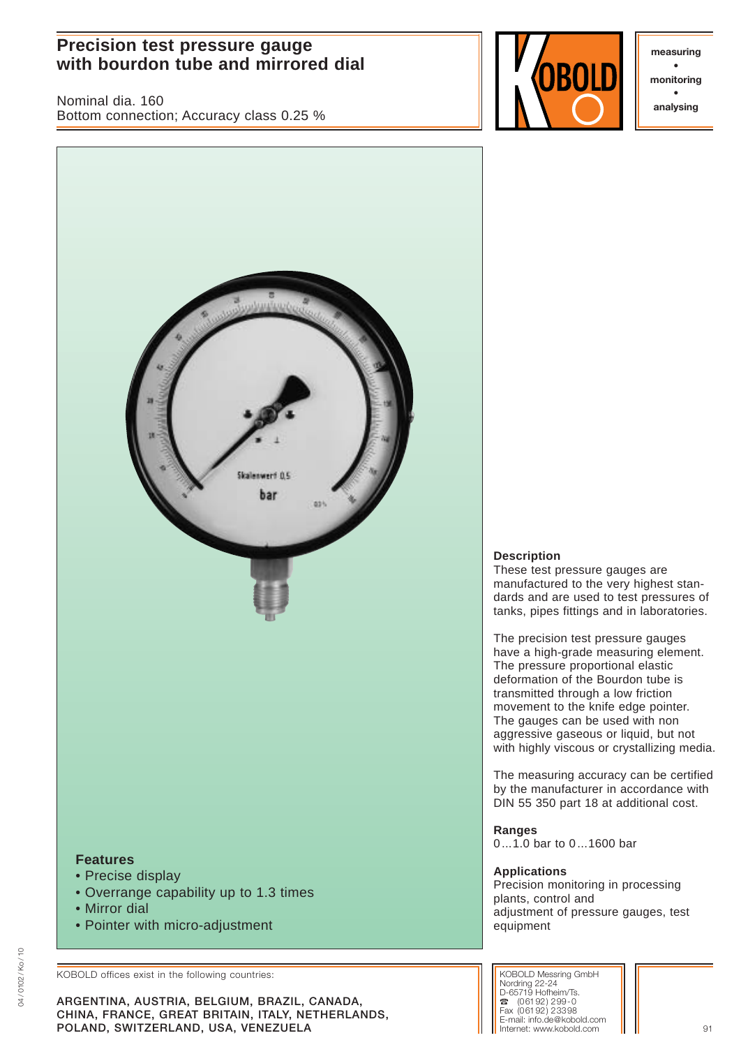# Precision test pressure gauge with bourdon tube and mirrored dial

Nominal dia. 160
Bottom connection; Accuracy class 0.25 %

KOBOLD

measuring
•
monitoring
•
analysing

## Features

- Precise display
- Overrange capability up to 1.3 times
- Mirror dial
- Pointer with micro-adjustment

## Description

These test pressure gauges are manufactured to the very highest standards and are used to test pressures of tanks, pipes fittings and in laboratories.

The precision test pressure gauges have a high-grade measuring element. The pressure proportional elastic deformation of the Bourdon tube is transmitted through a low friction movement to the knife edge pointer. The gauges can be used with non aggressive gaseous or liquid, but not with highly viscous or crystallizing media.

The measuring accuracy can be certified by the manufacturer in accordance with DIN 55 350 part 18 at additional cost.

## Ranges

0...1.0 bar to 0...1600 bar

## Applications

Precision monitoring in processing plants, control and adjustment of pressure gauges, test equipment

KOBOLD offices exist in the following countries:

ARGENTINA, AUSTRIA, BELGIUM, BRAZIL, CANADA, CHINA, FRANCE, GREAT BRITAIN, ITALY, NETHERLANDS, POLAND, SWITZERLAND, USA, VENEZUELA

KOBOLD Messring GmbH
Nordring 22-24
D-65719 Hofheim/Ts.
☎ (061 92) 299-0
Fax (061 92) 233 98
E-mail: info.de@kobold.com
Internet: www.kobold.com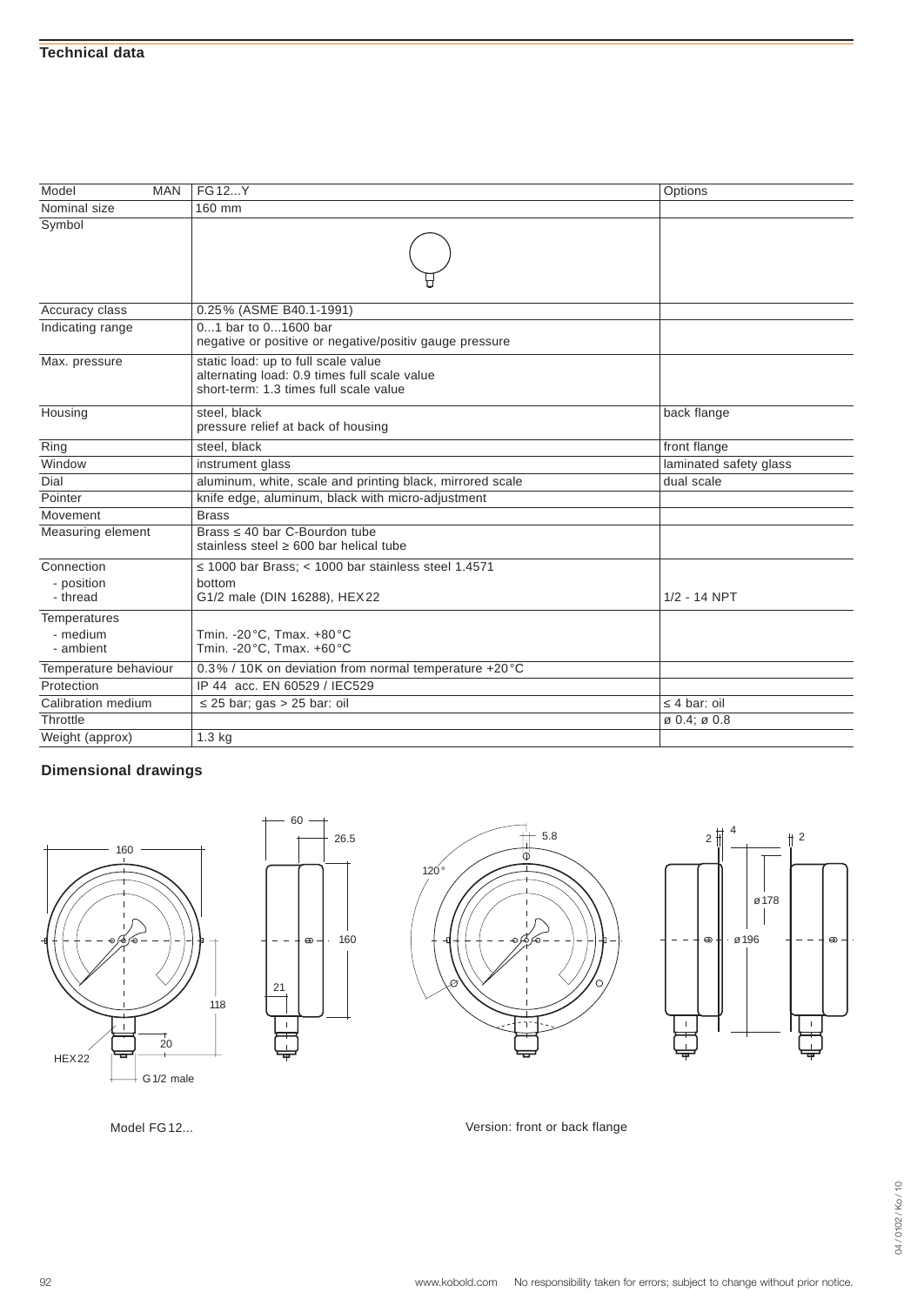## Technical data

| Model MAN | FG12...Y | Options |
|---|---|---|
| Nominal size | 160 mm | |
| Symbol | | |
| Accuracy class | 0.25% (ASME B40.1-1991) | |
| Indicating range | 0...1 bar to 0...1600 bar<br>negative or positive or negative/positiv gauge pressure | |
| Max. pressure | static load: up to full scale value<br>alternating load: 0.9 times full scale value<br>short-term: 1.3 times full scale value | |
| Housing | steel, black<br>pressure relief at back of housing | back flange |
| Ring | steel, black | front flange |
| Window | instrument glass | laminated safety glass |
| Dial | aluminum, white, scale and printing black, mirrored scale | dual scale |
| Pointer | knife edge, aluminum, black with micro-adjustment | |
| Movement | Brass | |
| Measuring element | Brass ≤ 40 bar C-Bourdon tube<br>stainless steel ≥ 600 bar helical tube | |
| Connection<br>- position<br>- thread | ≤ 1000 bar Brass; < 1000 bar stainless steel 1.4571<br>bottom<br>G1/2 male (DIN 16288), HEX22 | <br><br>1/2 - 14 NPT |
| Temperatures<br>- medium<br>- ambient | <br>Tmin. -20°C, Tmax. +80°C<br>Tmin. -20°C, Tmax. +60°C | |
| Temperature behaviour | 0.3% / 10K on deviation from normal temperature +20°C | |
| Protection | IP 44 acc. EN 60529 / IEC529 | |
| Calibration medium | ≤ 25 bar; gas > 25 bar: oil | ≤ 4 bar: oil |
| Throttle | | ø 0.4; ø 0.8 |
| Weight (approx) | 1.3 kg | |

## Dimensional drawings

Model FG12...

Version: front or back flange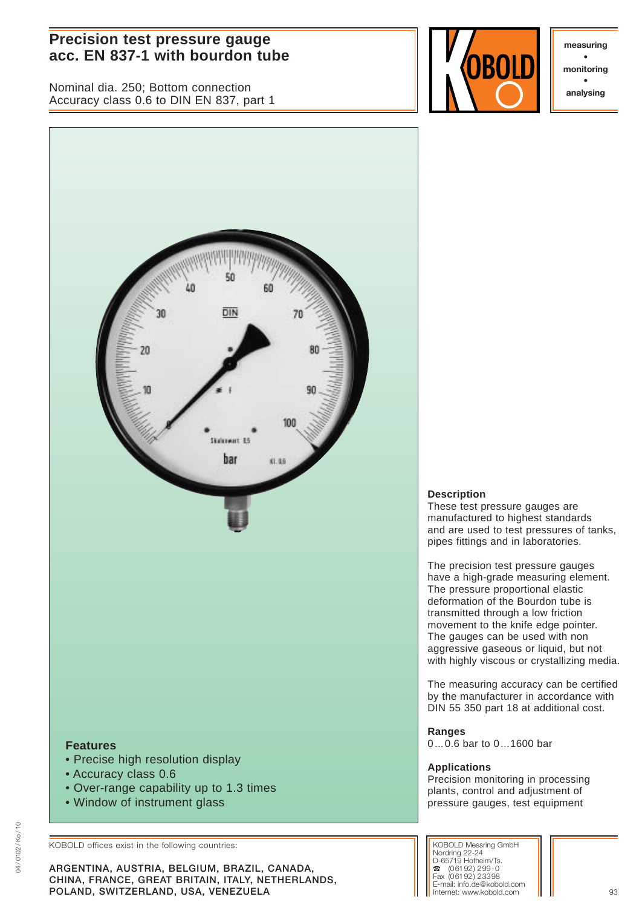# Precision test pressure gauge acc. EN 837-1 with bourdon tube

Nominal dia. 250; Bottom connection
Accuracy class 0.6 to DIN EN 837, part 1

measuring • monitoring • analysing

### Features

- Precise high resolution display
- Accuracy class 0.6
- Over-range capability up to 1.3 times
- Window of instrument glass

### Description

These test pressure gauges are manufactured to highest standards and are used to test pressures of tanks, pipes fittings and in laboratories.

The precision test pressure gauges have a high-grade measuring element. The pressure proportional elastic deformation of the Bourdon tube is transmitted through a low friction movement to the knife edge pointer. The gauges can be used with non aggressive gaseous or liquid, but not with highly viscous or crystallizing media.

The measuring accuracy can be certified by the manufacturer in accordance with DIN 55 350 part 18 at additional cost.

### Ranges

0...0.6 bar to 0...1600 bar

### Applications

Precision monitoring in processing plants, control and adjustment of pressure gauges, test equipment

KOBOLD offices exist in the following countries:

ARGENTINA, AUSTRIA, BELGIUM, BRAZIL, CANADA, CHINA, FRANCE, GREAT BRITAIN, ITALY, NETHERLANDS, POLAND, SWITZERLAND, USA, VENEZUELA

KOBOLD Messring GmbH
Nordring 22-24
D-65719 Hofheim/Ts.
☎ (061 92) 299-0
Fax (061 92) 23398
E-mail: info.de@kobold.com
Internet: www.kobold.com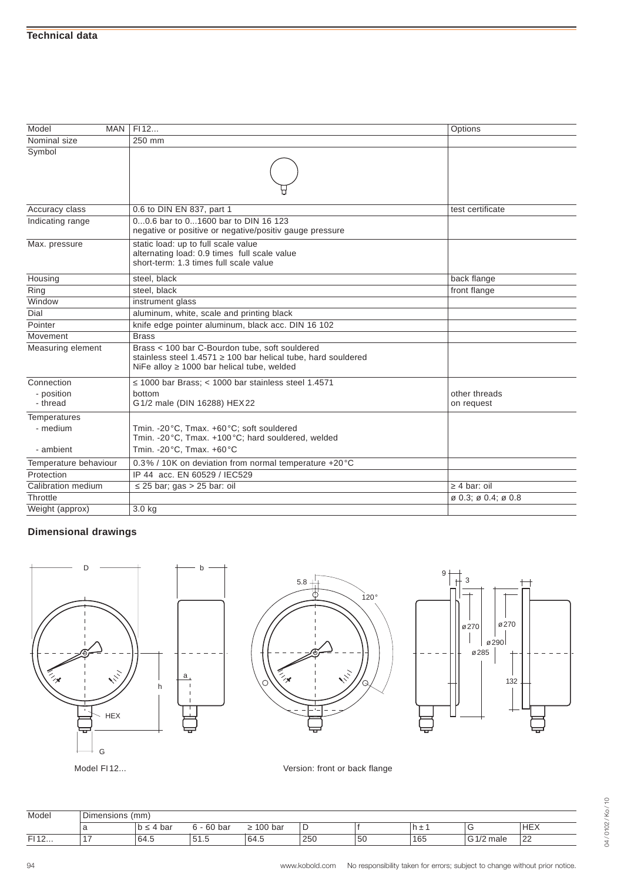## Technical data

| Model MAN | FI12... | Options |
|---|---|---|
| Nominal size | 250 mm | |
| Symbol | | |
| Accuracy class | 0.6 to DIN EN 837, part 1 | test certificate |
| Indicating range | 0...0.6 bar to 0...1600 bar to DIN 16 123<br>negative or positive or negative/positiv gauge pressure | |
| Max. pressure | static load: up to full scale value<br>alternating load: 0.9 times full scale value<br>short-term: 1.3 times full scale value | |
| Housing | steel, black | back flange |
| Ring | steel, black | front flange |
| Window | instrument glass | |
| Dial | aluminum, white, scale and printing black | |
| Pointer | knife edge pointer aluminum, black acc. DIN 16 102 | |
| Movement | Brass | |
| Measuring element | Brass < 100 bar C-Bourdon tube, soft souldered<br>stainless steel 1.4571 ≥ 100 bar helical tube, hard souldered<br>NiFe alloy ≥ 1000 bar helical tube, welded | |
| Connection<br>- position<br>- thread | ≤ 1000 bar Brass; < 1000 bar stainless steel 1.4571<br>bottom<br>G1/2 male (DIN 16288) HEX22 | other threads on request |
| Temperatures<br>- medium<br><br>- ambient | Tmin. -20°C, Tmax. +60°C; soft souldered<br>Tmin. -20°C, Tmax. +100°C; hard souldered, welded<br>Tmin. -20°C, Tmax. +60°C | |
| Temperature behaviour | 0.3% / 10K on deviation from normal temperature +20°C | |
| Protection | IP 44 acc. EN 60529 / IEC529 | |
| Calibration medium | ≤ 25 bar; gas > 25 bar: oil | ≥ 4 bar: oil |
| Throttle | | ø 0.3; ø 0.4; ø 0.8 |
| Weight (approx) | 3.0 kg | |

## Dimensional drawings

Model FI12...

Version: front or back flange

| Model | Dimensions (mm) | | | | | | | | |
|---|---|---|---|---|---|---|---|---|---|
| | a | b ≤ 4 bar | 6 - 60 bar | ≥ 100 bar | D | f | h ± 1 | G | HEX |
| FI12... | 17 | 64.5 | 51.5 | 64.5 | 250 | 50 | 165 | G1/2 male | 22 |

www.kobold.com No responsibility taken for errors; subject to change without prior notice.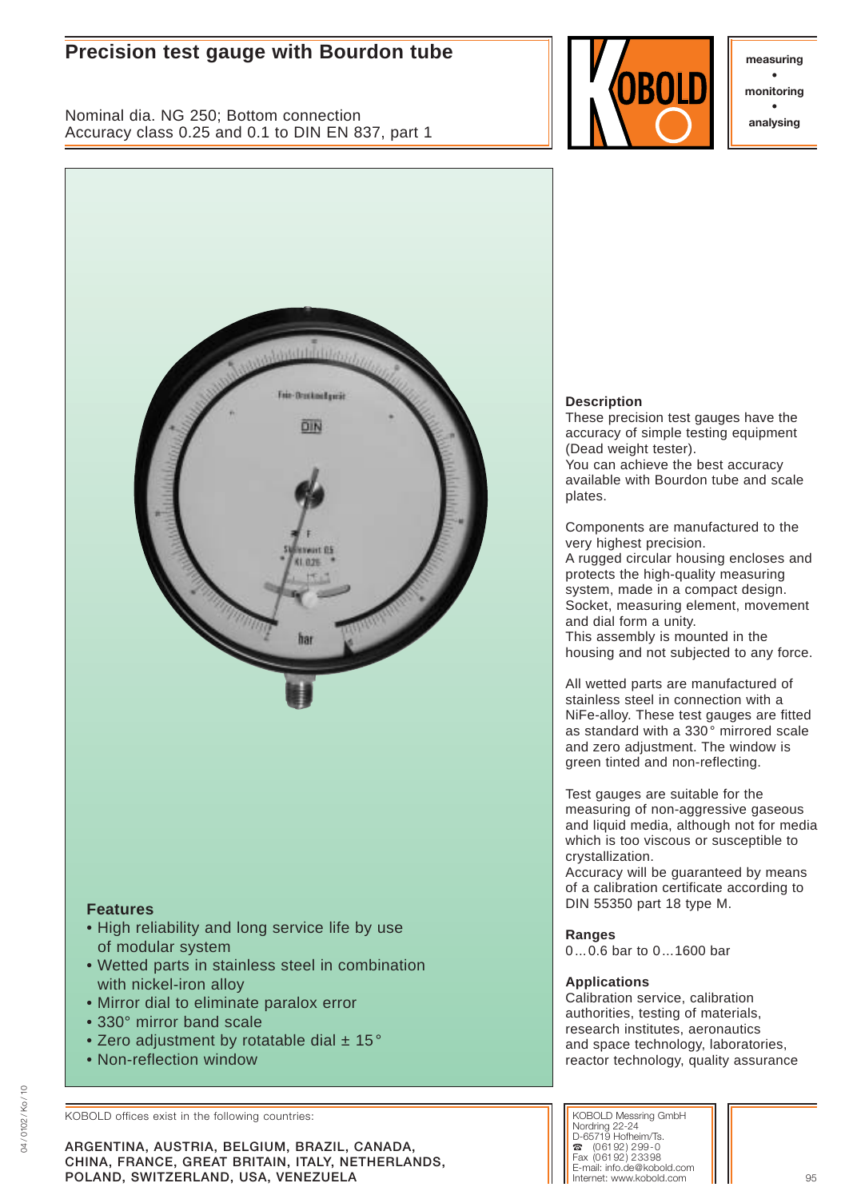# Precision test gauge with Bourdon tube

Nominal dia. NG 250; Bottom connection
Accuracy class 0.25 and 0.1 to DIN EN 837, part 1

measuring • monitoring • analysing

### Description

These precision test gauges have the accuracy of simple testing equipment (Dead weight tester).
You can achieve the best accuracy available with Bourdon tube and scale plates.

Components are manufactured to the very highest precision.
A rugged circular housing encloses and protects the high-quality measuring system, made in a compact design. Socket, measuring element, movement and dial form a unity.
This assembly is mounted in the housing and not subjected to any force.

All wetted parts are manufactured of stainless steel in connection with a NiFe-alloy. These test gauges are fitted as standard with a 330° mirrored scale and zero adjustment. The window is green tinted and non-reflecting.

Test gauges are suitable for the measuring of non-aggressive gaseous and liquid media, although not for media which is too viscous or susceptible to crystallization.
Accuracy will be guaranteed by means of a calibration certificate according to DIN 55350 part 18 type M.

### Ranges

0...0.6 bar to 0...1600 bar

### Applications

Calibration service, calibration authorities, testing of materials, research institutes, aeronautics and space technology, laboratories, reactor technology, quality assurance

### Features

- High reliability and long service life by use of modular system
- Wetted parts in stainless steel in combination with nickel-iron alloy
- Mirror dial to eliminate paralox error
- 330° mirror band scale
- Zero adjustment by rotatable dial ± 15°
- Non-reflection window

KOBOLD offices exist in the following countries:

ARGENTINA, AUSTRIA, BELGIUM, BRAZIL, CANADA, CHINA, FRANCE, GREAT BRITAIN, ITALY, NETHERLANDS, POLAND, SWITZERLAND, USA, VENEZUELA

KOBOLD Messring GmbH
Nordring 22-24
D-65719 Hofheim/Ts.
☎ (061 92) 299-0
Fax (061 92) 23398
E-mail: info.de@kobold.com
Internet: www.kobold.com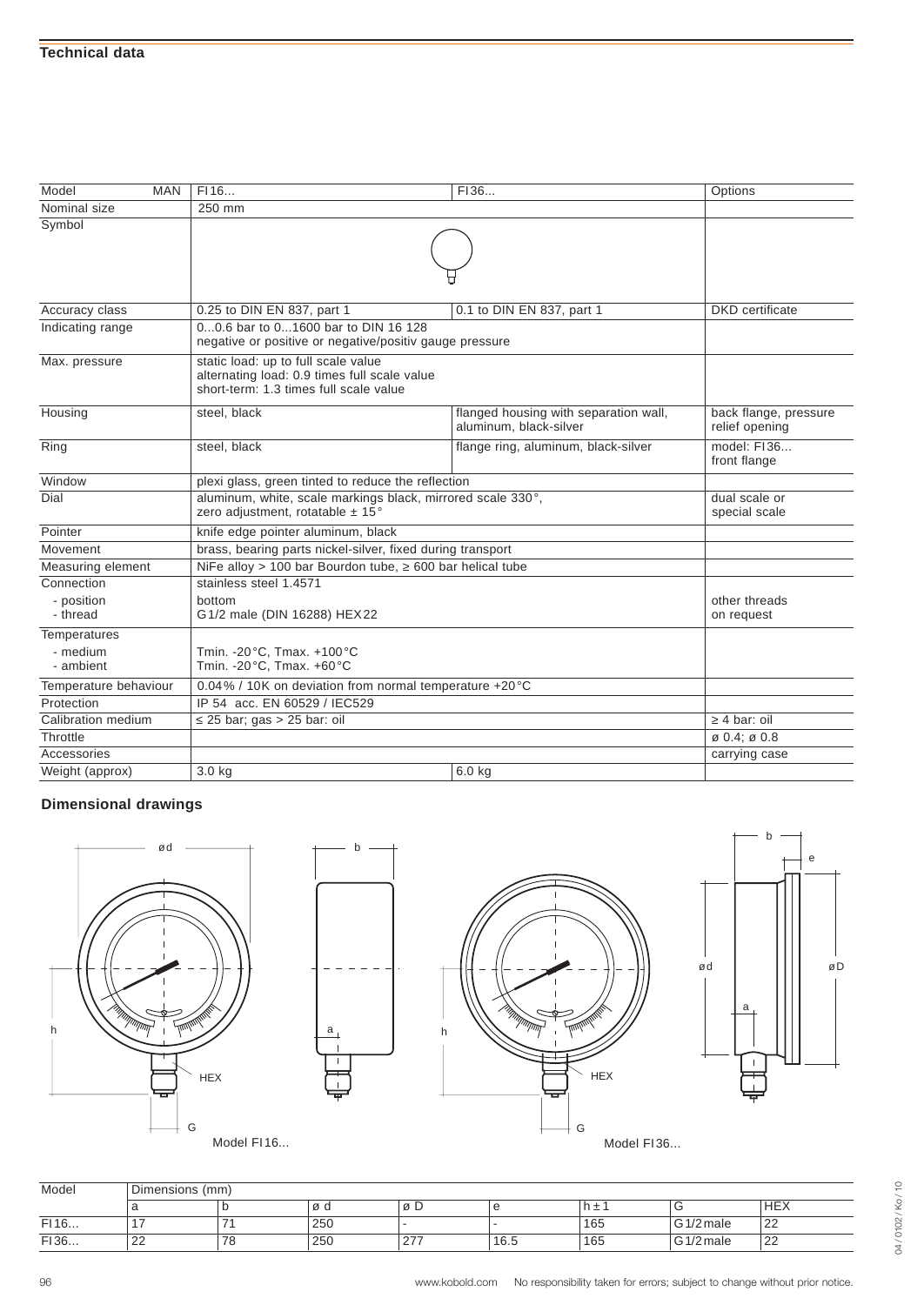## Technical data

| Model MAN | FI16... | FI36... | Options |
|---|---|---|---|
| Nominal size | 250 mm | | |
| Symbol | | | |
| Accuracy class | 0.25 to DIN EN 837, part 1 | 0.1 to DIN EN 837, part 1 | DKD certificate |
| Indicating range | 0...0.6 bar to 0...1600 bar to DIN 16 128<br>negative or positive or negative/positiv gauge pressure | | |
| Max. pressure | static load: up to full scale value<br>alternating load: 0.9 times full scale value<br>short-term: 1.3 times full scale value | | |
| Housing | steel, black | flanged housing with separation wall, aluminum, black-silver | back flange, pressure relief opening |
| Ring | steel, black | flange ring, aluminum, black-silver | model: FI36... front flange |
| Window | plexi glass, green tinted to reduce the reflection | | |
| Dial | aluminum, white, scale markings black, mirrored scale 330°, zero adjustment, rotatable ± 15° | | dual scale or special scale |
| Pointer | knife edge pointer aluminum, black | | |
| Movement | brass, bearing parts nickel-silver, fixed during transport | | |
| Measuring element | NiFe alloy > 100 bar Bourdon tube, ≥ 600 bar helical tube | | |
| Connection<br>- position<br>- thread | stainless steel 1.4571<br>bottom<br>G1/2 male (DIN 16288) HEX22 | | other threads on request |
| Temperatures<br>- medium<br>- ambient | Tmin. -20°C, Tmax. +100°C<br>Tmin. -20°C, Tmax. +60°C | | |
| Temperature behaviour | 0.04% / 10K on deviation from normal temperature +20°C | | |
| Protection | IP 54 acc. EN 60529 / IEC529 | | |
| Calibration medium | ≤ 25 bar; gas > 25 bar: oil | | ≥ 4 bar: oil |
| Throttle | | | ø 0.4; ø 0.8 |
| Accessories | | | carrying case |
| Weight (approx) | 3.0 kg | 6.0 kg | |

## Dimensional drawings

ød
b
h
a
HEX
G
Model FI16...

b
e
h
ød
øD
a
HEX
G
Model FI36...

| Model | Dimensions (mm) | | | | | | | |
|---|---|---|---|---|---|---|---|---|
| | a | b | ø d | ø D | e | h ± 1 | G | HEX |
| FI16... | 17 | 71 | 250 | - | - | 165 | G1/2male | 22 |
| FI36... | 22 | 78 | 250 | 277 | 16.5 | 165 | G1/2male | 22 |

www.kobold.com No responsibility taken for errors; subject to change without prior notice.

04/0102/Ko/10